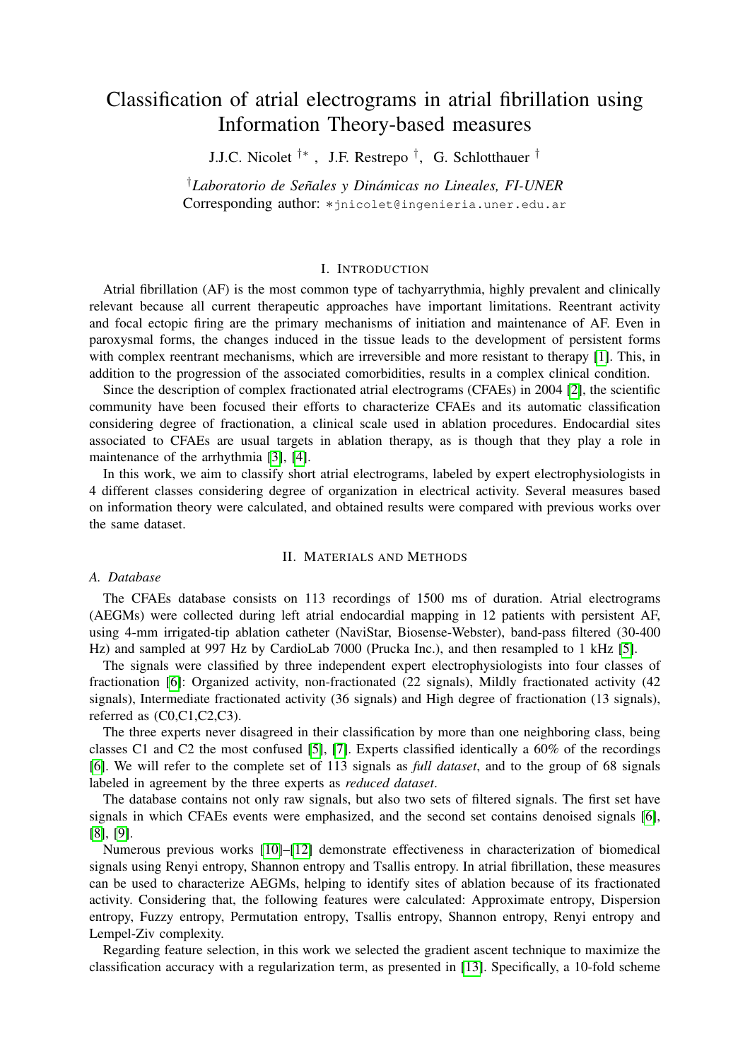# Classification of atrial electrograms in atrial fibrillation using Information Theory-based measures

J.J.C. Nicolet [†*], J.F. Restrepo [†], G. Schlotthauer [†]

[†] *Laboratorio de Señales y Dinámicas no Lineales, FI-UNER*
Corresponding author: *jnicolet@ingenieria.uner.edu.ar

## I. Introduction

Atrial fibrillation (AF) is the most common type of tachyarrythmia, highly prevalent and clinically relevant because all current therapeutic approaches have important limitations. Reentrant activity and focal ectopic firing are the primary mechanisms of initiation and maintenance of AF. Even in paroxysmal forms, the changes induced in the tissue leads to the development of persistent forms with complex reentrant mechanisms, which are irreversible and more resistant to therapy [1]. This, in addition to the progression of the associated comorbidities, results in a complex clinical condition.

Since the description of complex fractionated atrial electrograms (CFAEs) in 2004 [2], the scientific community have been focused their efforts to characterize CFAEs and its automatic classification considering degree of fractionation, a clinical scale used in ablation procedures. Endocardial sites associated to CFAEs are usual targets in ablation therapy, as is though that they play a role in maintenance of the arrhythmia [3], [4].

In this work, we aim to classify short atrial electrograms, labeled by expert electrophysiologists in 4 different classes considering degree of organization in electrical activity. Several measures based on information theory were calculated, and obtained results were compared with previous works over the same dataset.

## II. Materials and Methods

### A. Database

The CFAEs database consists on 113 recordings of 1500 ms of duration. Atrial electrograms (AEGMs) were collected during left atrial endocardial mapping in 12 patients with persistent AF, using 4-mm irrigated-tip ablation catheter (NaviStar, Biosense-Webster), band-pass filtered (30-400 Hz) and sampled at 997 Hz by CardioLab 7000 (Prucka Inc.), and then resampled to 1 kHz [5].

The signals were classified by three independent expert electrophysiologists into four classes of fractionation [6]: Organized activity, non-fractionated (22 signals), Mildly fractionated activity (42 signals), Intermediate fractionated activity (36 signals) and High degree of fractionation (13 signals), referred as (C0,C1,C2,C3).

The three experts never disagreed in their classification by more than one neighboring class, being classes C1 and C2 the most confused [5], [7]. Experts classified identically a 60% of the recordings [6]. We will refer to the complete set of 113 signals as *full dataset*, and to the group of 68 signals labeled in agreement by the three experts as *reduced dataset*.

The database contains not only raw signals, but also two sets of filtered signals. The first set have signals in which CFAEs events were emphasized, and the second set contains denoised signals [6], [8], [9].

Numerous previous works [10]–[12] demonstrate effectiveness in characterization of biomedical signals using Renyi entropy, Shannon entropy and Tsallis entropy. In atrial fibrillation, these measures can be used to characterize AEGMs, helping to identify sites of ablation because of its fractionated activity. Considering that, the following features were calculated: Approximate entropy, Dispersion entropy, Fuzzy entropy, Permutation entropy, Tsallis entropy, Shannon entropy, Renyi entropy and Lempel-Ziv complexity.

Regarding feature selection, in this work we selected the gradient ascent technique to maximize the classification accuracy with a regularization term, as presented in [13]. Specifically, a 10-fold scheme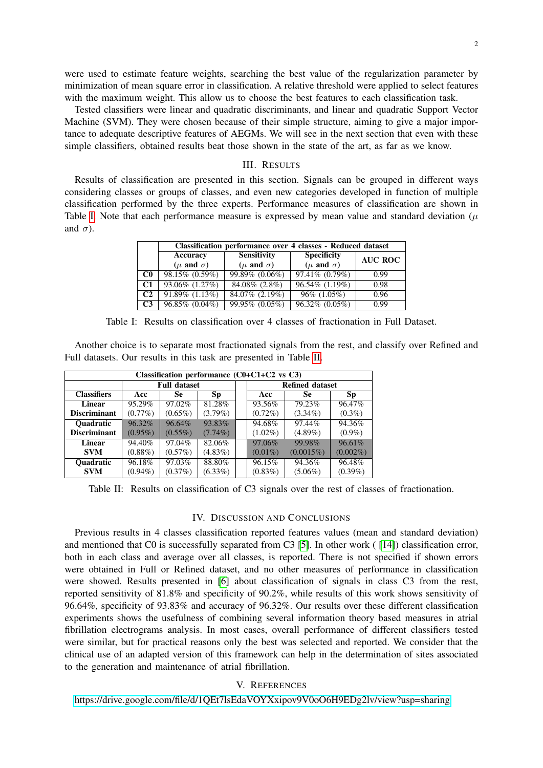were used to estimate feature weights, searching the best value of the regularization parameter by minimization of mean square error in classification. A relative threshold were applied to select features with the maximum weight. This allow us to choose the best features to each classification task.

Tested classifiers were linear and quadratic discriminants, and linear and quadratic Support Vector Machine (SVM). They were chosen because of their simple structure, aiming to give a major importance to adequate descriptive features of AEGMs. We will see in the next section that even with these simple classifiers, obtained results beat those shown in the state of the art, as far as we know.

## III. Results

Results of classification are presented in this section. Signals can be grouped in different ways considering classes or groups of classes, and even new categories developed in function of multiple classification performed by the three experts. Performance measures of classification are shown in Table I. Note that each performance measure is expressed by mean value and standard deviation ($\mu$ and $\sigma$).

| | **Classification performance over 4 classes - Reduced dataset** | | | |
|---|---|---|---|---|
| | **Accuracy ($\mu$ and $\sigma$)** | **Sensitivity ($\mu$ and $\sigma$)** | **Specificity ($\mu$ and $\sigma$)** | **AUC ROC** |
| **C0** | 98.15% (0.59%) | 99.89% (0.06%) | 97.41% (0.79%) | 0.99 |
| **C1** | 93.06% (1.27%) | 84.08% (2.8%) | 96.54% (1.19%) | 0.98 |
| **C2** | 91.89% (1.13%) | 84.07% (2.19%) | 96% (1.05%) | 0.96 |
| **C3** | 96.85% (0.04%) | 99.95% (0.05%) | 96.32% (0.05%) | 0.99 |

Table I: Results on classification over 4 classes of fractionation in Full Dataset.

Another choice is to separate most fractionated signals from the rest, and classify over Refined and Full datasets. Our results in this task are presented in Table II.

| **Classification performance (C0+C1+C2 vs C3)** | | | | | | |
|---|---|---|---|---|---|---|
| | **Full dataset** | | | **Refined dataset** | | |
| **Classifiers** | **Acc** | **Se** | **Sp** | **Acc** | **Se** | **Sp** |
| **Linear Discriminant** | 95.29% (0.77%) | 97.02% (0.65%) | 81.28% (3.79%) | 93.56% (0.72%) | 79.23% (3.34%) | 96.47% (0.3%) |
| **Quadratic Discriminant** | 96.32% (0.95%) | 96.64% (0.55%) | 93.83% (7.74%) | 94.68% (1.02%) | 97.44% (4.89%) | 94.36% (0.9%) |
| **Linear SVM** | 94.40% (0.88%) | 97.04% (0.57%) | 82.06% (4.83%) | 97.06% (0.01%) | 99.98% (0.0015%) | 96.61% (0.002%) |
| **Quadratic SVM** | 96.18% (0.94%) | 97.03% (0.37%) | 88.80% (6.33%) | 96.15% (0.83%) | 94.36% (5.06%) | 96.48% (0.39%) |

Table II: Results on classification of C3 signals over the rest of classes of fractionation.

## IV. Discussion and Conclusions

Previous results in 4 classes classification reported features values (mean and standard deviation) and mentioned that C0 is successfully separated from C3 [5]. In other work ( [14]) classification error, both in each class and average over all classes, is reported. There is not specified if shown errors were obtained in Full or Refined dataset, and no other measures of performance in classification were showed. Results presented in [6] about classification of signals in class C3 from the rest, reported sensitivity of 81.8% and specificity of 90.2%, while results of this work shows sensitivity of 96.64%, specificity of 93.83% and accuracy of 96.32%. Our results over these different classification experiments shows the usefulness of combining several information theory based measures in atrial fibrillation electrograms analysis. In most cases, overall performance of different classifiers tested were similar, but for practical reasons only the best was selected and reported. We consider that the clinical use of an adapted version of this framework can help in the determination of sites associated to the generation and maintenance of atrial fibrillation.

## V. References

https://drive.google.com/file/d/1QEt7lsEdaVOYXxipov9V0oO6H9EDg2lv/view?usp=sharing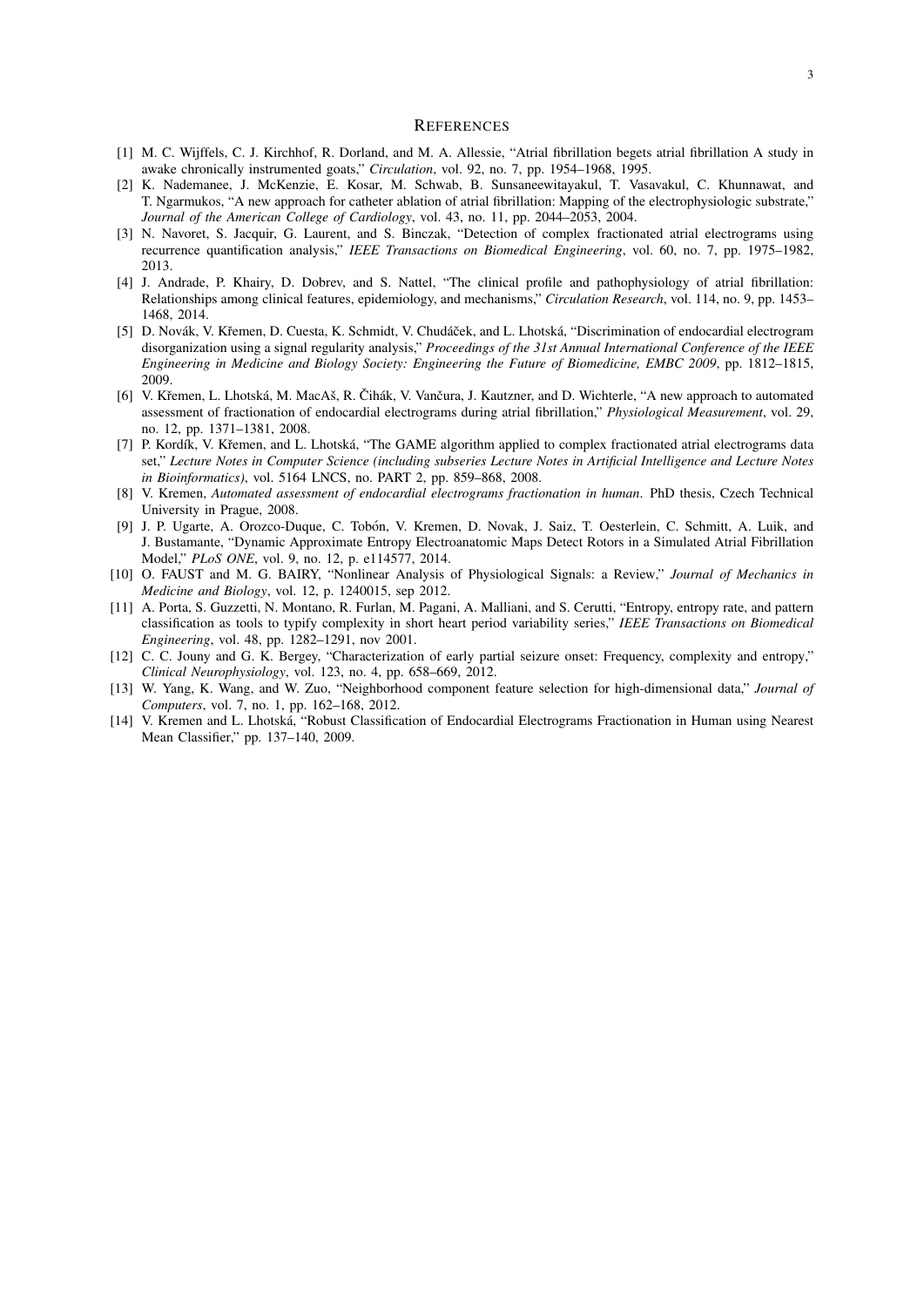## REFERENCES

[1] M. C. Wijffels, C. J. Kirchhof, R. Dorland, and M. A. Allessie, "Atrial fibrillation begets atrial fibrillation A study in awake chronically instrumented goats," *Circulation*, vol. 92, no. 7, pp. 1954–1968, 1995.

[2] K. Nademanee, J. McKenzie, E. Kosar, M. Schwab, B. Sunsaneewitayakul, T. Vasavakul, C. Khunnawat, and T. Ngarmukos, "A new approach for catheter ablation of atrial fibrillation: Mapping of the electrophysiologic substrate," *Journal of the American College of Cardiology*, vol. 43, no. 11, pp. 2044–2053, 2004.

[3] N. Navoret, S. Jacquir, G. Laurent, and S. Binczak, "Detection of complex fractionated atrial electrograms using recurrence quantification analysis," *IEEE Transactions on Biomedical Engineering*, vol. 60, no. 7, pp. 1975–1982, 2013.

[4] J. Andrade, P. Khairy, D. Dobrev, and S. Nattel, "The clinical profile and pathophysiology of atrial fibrillation: Relationships among clinical features, epidemiology, and mechanisms," *Circulation Research*, vol. 114, no. 9, pp. 1453–1468, 2014.

[5] D. Novák, V. Křemen, D. Cuesta, K. Schmidt, V. Chudáček, and L. Lhotská, "Discrimination of endocardial electrogram disorganization using a signal regularity analysis," *Proceedings of the 31st Annual International Conference of the IEEE Engineering in Medicine and Biology Society: Engineering the Future of Biomedicine, EMBC 2009*, pp. 1812–1815, 2009.

[6] V. Křemen, L. Lhotská, M. MacAš, R. Čihák, V. Vančura, J. Kautzner, and D. Wichterle, "A new approach to automated assessment of fractionation of endocardial electrograms during atrial fibrillation," *Physiological Measurement*, vol. 29, no. 12, pp. 1371–1381, 2008.

[7] P. Kordík, V. Křemen, and L. Lhotská, "The GAME algorithm applied to complex fractionated atrial electrograms data set," *Lecture Notes in Computer Science (including subseries Lecture Notes in Artificial Intelligence and Lecture Notes in Bioinformatics)*, vol. 5164 LNCS, no. PART 2, pp. 859–868, 2008.

[8] V. Kremen, *Automated assessment of endocardial electrograms fractionation in human*. PhD thesis, Czech Technical University in Prague, 2008.

[9] J. P. Ugarte, A. Orozco-Duque, C. Tobón, V. Kremen, D. Novak, J. Saiz, T. Oesterlein, C. Schmitt, A. Luik, and J. Bustamante, "Dynamic Approximate Entropy Electroanatomic Maps Detect Rotors in a Simulated Atrial Fibrillation Model," *PLoS ONE*, vol. 9, no. 12, p. e114577, 2014.

[10] O. FAUST and M. G. BAIRY, "Nonlinear Analysis of Physiological Signals: a Review," *Journal of Mechanics in Medicine and Biology*, vol. 12, p. 1240015, sep 2012.

[11] A. Porta, S. Guzzetti, N. Montano, R. Furlan, M. Pagani, A. Malliani, and S. Cerutti, "Entropy, entropy rate, and pattern classification as tools to typify complexity in short heart period variability series," *IEEE Transactions on Biomedical Engineering*, vol. 48, pp. 1282–1291, nov 2001.

[12] C. C. Jouny and G. K. Bergey, "Characterization of early partial seizure onset: Frequency, complexity and entropy," *Clinical Neurophysiology*, vol. 123, no. 4, pp. 658–669, 2012.

[13] W. Yang, K. Wang, and W. Zuo, "Neighborhood component feature selection for high-dimensional data," *Journal of Computers*, vol. 7, no. 1, pp. 162–168, 2012.

[14] V. Kremen and L. Lhotská, "Robust Classification of Endocardial Electrograms Fractionation in Human using Nearest Mean Classifier," pp. 137–140, 2009.